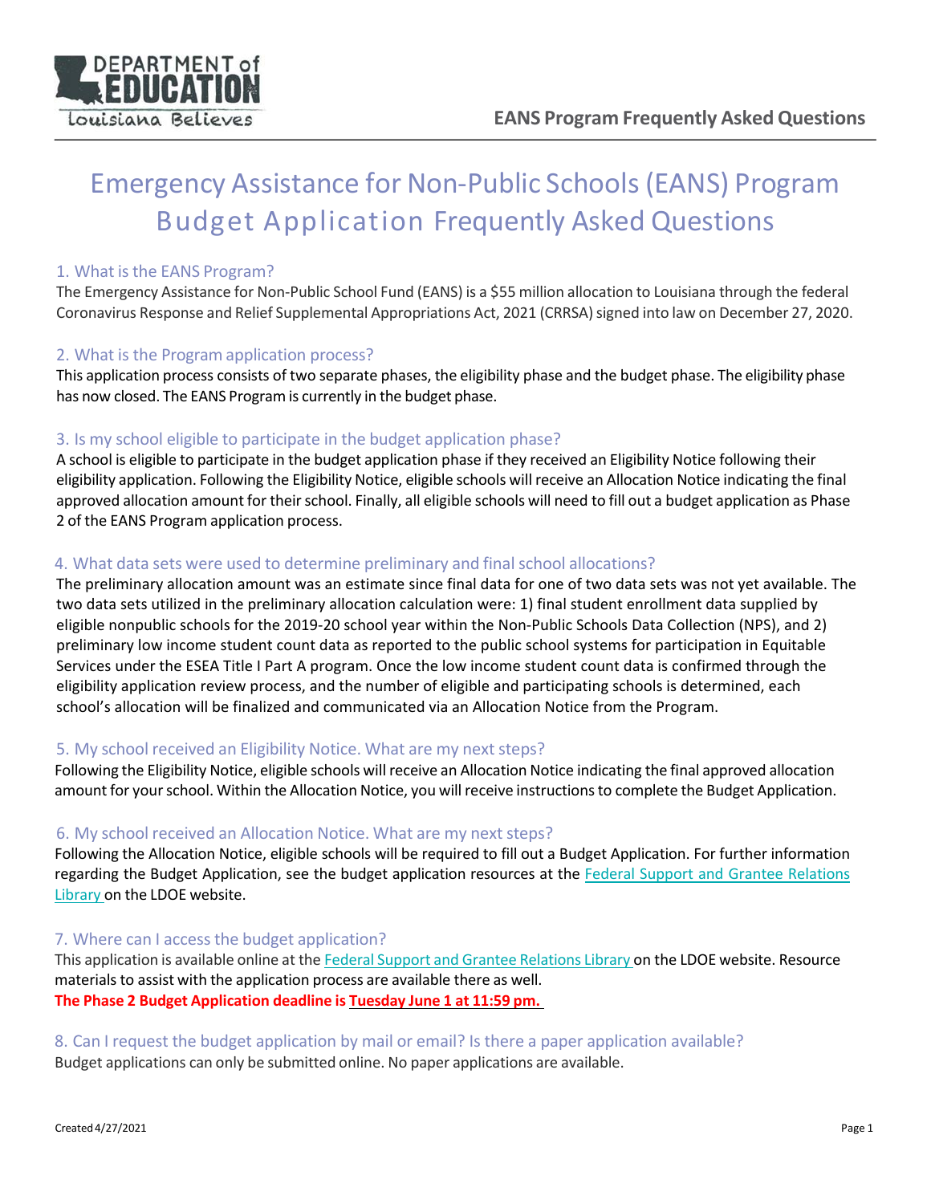# Emergency Assistance for Non-Public Schools (EANS) Program Budget Application Frequently Asked Questions

## 1. What is the EANS Program?

The Emergency Assistance for Non-Public School Fund (EANS) is a $55 million allocation to Louisiana through the federal Coronavirus Response and Relief Supplemental Appropriations Act, 2021 (CRRSA) signed into law on December 27, 2020.

## 2. What is the Program application process?

This application process consists of two separate phases, the eligibility phase and the budget phase. The eligibility phase has now closed. The EANS Program is currently in the budget phase.

## 3. Is my school eligible to participate in the budget application phase?

A school is eligible to participate in the budget application phase if they received an Eligibility Notice following their eligibility application. Following the Eligibility Notice, eligible schools will receive an Allocation Notice indicating the final approved allocation amount for their school. Finally, all eligible schools will need to fill out a budget application as Phase 2 of the EANS Program application process.

## 4. What data sets were used to determine preliminary and final school allocations?

The preliminary allocation amount was an estimate since final data for one of two data sets was not yet available. The two data sets utilized in the preliminary allocation calculation were: 1) final student enrollment data supplied by eligible nonpublic schools for the 2019-20 school year within the Non-Public Schools Data Collection (NPS), and 2) preliminary low income student count data as reported to the public school systems for participation in Equitable Services under the ESEA Title I Part A program. Once the low income student count data is confirmed through the eligibility application review process, and the number of eligible and participating schools is determined, each school's allocation will be finalized and communicated via an Allocation Notice from the Program.

## 5. My school received an Eligibility Notice. What are my next steps?

Following the Eligibility Notice, eligible schools will receive an Allocation Notice indicating the final approved allocation amount for your school. Within the Allocation Notice, you will receive instructions to complete the Budget Application.

## 6. My school received an Allocation Notice. What are my next steps?

Following the Allocation Notice, eligible schools will be required to fill out a Budget Application. For further information regarding the Budget Application, see the budget application resources at the Federal Support and Grantee Relations Library on the LDOE website.

## 7. Where can I access the budget application?

This application is available online at the Federal Support and Grantee Relations Library on the LDOE website. Resource materials to assist with the application process are available there as well.

**The Phase 2 Budget Application deadline is Tuesday June 1 at 11:59 pm.**

## 8. Can I request the budget application by mail or email? Is there a paper application available?

Budget applications can only be submitted online. No paper applications are available.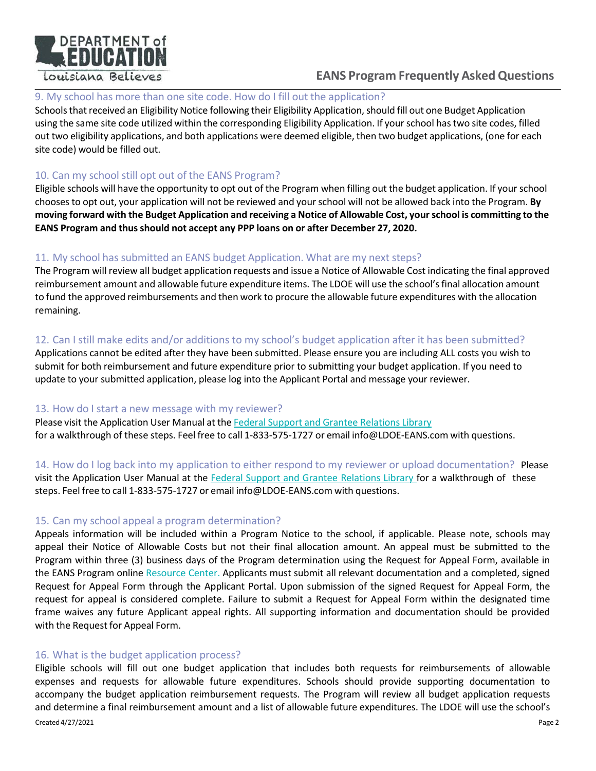### 9. My school has more than one site code. How do I fill out the application?

Schools that received an Eligibility Notice following their Eligibility Application, should fill out one Budget Application using the same site code utilized within the corresponding Eligibility Application. If your school has two site codes, filled out two eligibility applications, and both applications were deemed eligible, then two budget applications, (one for each site code) would be filled out.

### 10. Can my school still opt out of the EANS Program?

Eligible schools will have the opportunity to opt out of the Program when filling out the budget application. If your school chooses to opt out, your application will not be reviewed and your school will not be allowed back into the Program. **By moving forward with the Budget Application and receiving a Notice of Allowable Cost, your school is committing to the EANS Program and thus should not accept any PPP loans on or after December 27, 2020.**

### 11. My school has submitted an EANS budget Application. What are my next steps?

The Program will review all budget application requests and issue a Notice of Allowable Cost indicating the final approved reimbursement amount and allowable future expenditure items. The LDOE will use the school's final allocation amount to fund the approved reimbursements and then work to procure the allowable future expenditures with the allocation remaining.

### 12. Can I still make edits and/or additions to my school's budget application after it has been submitted?

Applications cannot be edited after they have been submitted. Please ensure you are including ALL costs you wish to submit for both reimbursement and future expenditure prior to submitting your budget application. If you need to update to your submitted application, please log into the Applicant Portal and message your reviewer.

### 13. How do I start a new message with my reviewer?

Please visit the Application User Manual at the Federal Support and Grantee Relations Library for a walkthrough of these steps. Feel free to call 1-833-575-1727 or email info@LDOE-EANS.com with questions.

### 14. How do I log back into my application to either respond to my reviewer or upload documentation?

Please visit the Application User Manual at the Federal Support and Grantee Relations Library for a walkthrough of these steps. Feel free to call 1-833-575-1727 or email info@LDOE-EANS.com with questions.

### 15. Can my school appeal a program determination?

Appeals information will be included within a Program Notice to the school, if applicable. Please note, schools may appeal their Notice of Allowable Costs but not their final allocation amount. An appeal must be submitted to the Program within three (3) business days of the Program determination using the Request for Appeal Form, available in the EANS Program online Resource Center. Applicants must submit all relevant documentation and a completed, signed Request for Appeal Form through the Applicant Portal. Upon submission of the signed Request for Appeal Form, the request for appeal is considered complete. Failure to submit a Request for Appeal Form within the designated time frame waives any future Applicant appeal rights. All supporting information and documentation should be provided with the Request for Appeal Form.

### 16. What is the budget application process?

Eligible schools will fill out one budget application that includes both requests for reimbursements of allowable expenses and requests for allowable future expenditures. Schools should provide supporting documentation to accompany the budget application reimbursement requests. The Program will review all budget application requests and determine a final reimbursement amount and a list of allowable future expenditures. The LDOE will use the school's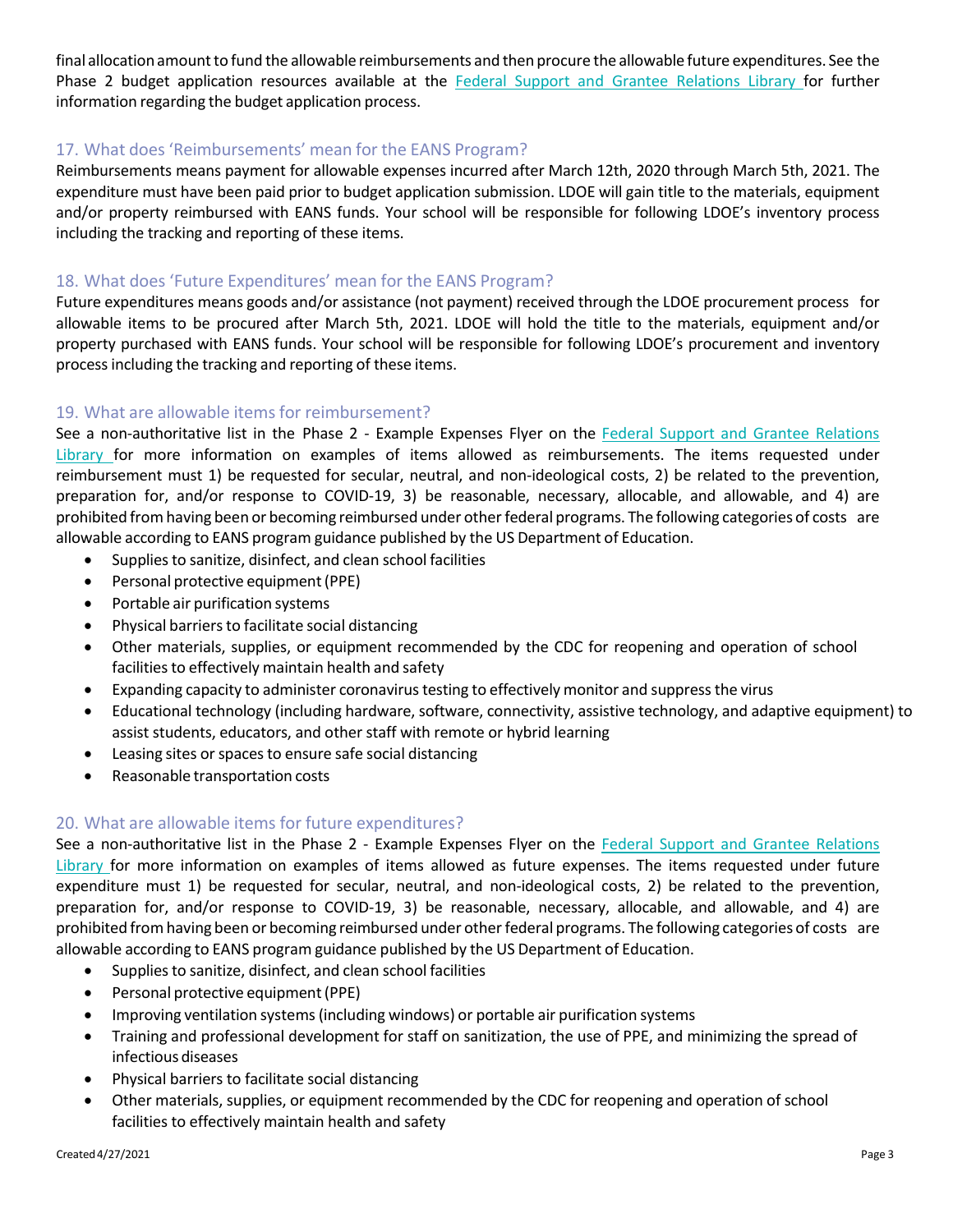final allocation amount to fund the allowable reimbursements and then procure the allowable future expenditures. See the Phase 2 budget application resources available at the [Federal Support and Grantee Relations Library](#) for further information regarding the budget application process.

### 17. What does 'Reimbursements' mean for the EANS Program?

Reimbursements means payment for allowable expenses incurred after March 12th, 2020 through March 5th, 2021. The expenditure must have been paid prior to budget application submission. LDOE will gain title to the materials, equipment and/or property reimbursed with EANS funds. Your school will be responsible for following LDOE's inventory process including the tracking and reporting of these items.

### 18. What does 'Future Expenditures' mean for the EANS Program?

Future expenditures means goods and/or assistance (not payment) received through the LDOE procurement process for allowable items to be procured after March 5th, 2021. LDOE will hold the title to the materials, equipment and/or property purchased with EANS funds. Your school will be responsible for following LDOE's procurement and inventory process including the tracking and reporting of these items.

### 19. What are allowable items for reimbursement?

See a non-authoritative list in the Phase 2 - Example Expenses Flyer on the [Federal Support and Grantee Relations Library](#) for more information on examples of items allowed as reimbursements. The items requested under reimbursement must 1) be requested for secular, neutral, and non-ideological costs, 2) be related to the prevention, preparation for, and/or response to COVID-19, 3) be reasonable, necessary, allocable, and allowable, and 4) are prohibited from having been or becoming reimbursed under other federal programs. The following categories of costs are allowable according to EANS program guidance published by the US Department of Education.

- Supplies to sanitize, disinfect, and clean school facilities
- Personal protective equipment (PPE)
- Portable air purification systems
- Physical barriers to facilitate social distancing
- Other materials, supplies, or equipment recommended by the CDC for reopening and operation of school facilities to effectively maintain health and safety
- Expanding capacity to administer coronavirus testing to effectively monitor and suppress the virus
- Educational technology (including hardware, software, connectivity, assistive technology, and adaptive equipment) to assist students, educators, and other staff with remote or hybrid learning
- Leasing sites or spaces to ensure safe social distancing
- Reasonable transportation costs

### 20. What are allowable items for future expenditures?

See a non-authoritative list in the Phase 2 - Example Expenses Flyer on the [Federal Support and Grantee Relations Library](#) for more information on examples of items allowed as future expenses. The items requested under future expenditure must 1) be requested for secular, neutral, and non-ideological costs, 2) be related to the prevention, preparation for, and/or response to COVID-19, 3) be reasonable, necessary, allocable, and allowable, and 4) are prohibited from having been or becoming reimbursed under other federal programs. The following categories of costs are allowable according to EANS program guidance published by the US Department of Education.

- Supplies to sanitize, disinfect, and clean school facilities
- Personal protective equipment (PPE)
- Improving ventilation systems (including windows) or portable air purification systems
- Training and professional development for staff on sanitization, the use of PPE, and minimizing the spread of infectious diseases
- Physical barriers to facilitate social distancing
- Other materials, supplies, or equipment recommended by the CDC for reopening and operation of school facilities to effectively maintain health and safety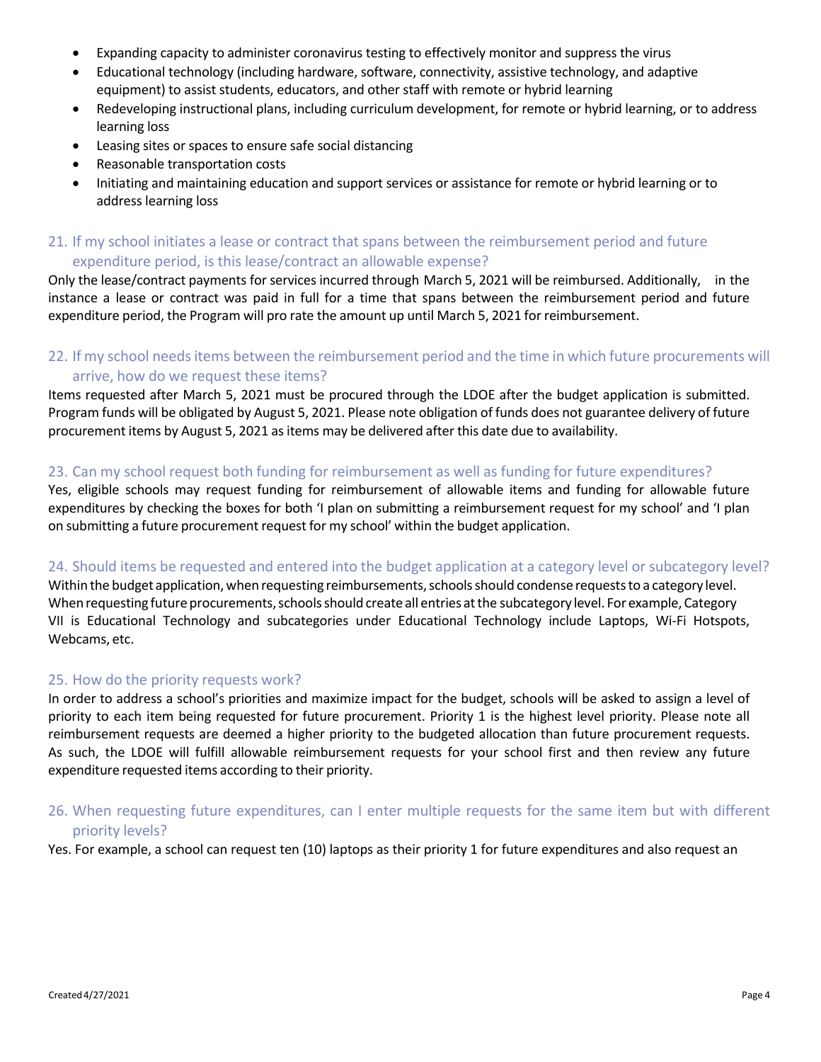- Expanding capacity to administer coronavirus testing to effectively monitor and suppress the virus
- Educational technology (including hardware, software, connectivity, assistive technology, and adaptive equipment) to assist students, educators, and other staff with remote or hybrid learning
- Redeveloping instructional plans, including curriculum development, for remote or hybrid learning, or to address learning loss
- Leasing sites or spaces to ensure safe social distancing
- Reasonable transportation costs
- Initiating and maintaining education and support services or assistance for remote or hybrid learning or to address learning loss

### 21. If my school initiates a lease or contract that spans between the reimbursement period and future expenditure period, is this lease/contract an allowable expense?

Only the lease/contract payments for services incurred through March 5, 2021 will be reimbursed. Additionally, in the instance a lease or contract was paid in full for a time that spans between the reimbursement period and future expenditure period, the Program will pro rate the amount up until March 5, 2021 for reimbursement.

### 22. If my school needs items between the reimbursement period and the time in which future procurements will arrive, how do we request these items?

Items requested after March 5, 2021 must be procured through the LDOE after the budget application is submitted. Program funds will be obligated by August 5, 2021. Please note obligation of funds does not guarantee delivery of future procurement items by August 5, 2021 as items may be delivered after this date due to availability.

### 23. Can my school request both funding for reimbursement as well as funding for future expenditures?

Yes, eligible schools may request funding for reimbursement of allowable items and funding for allowable future expenditures by checking the boxes for both 'I plan on submitting a reimbursement request for my school' and 'I plan on submitting a future procurement request for my school' within the budget application.

### 24. Should items be requested and entered into the budget application at a category level or subcategory level?

Within the budget application, when requesting reimbursements, schools should condense requests to a category level. When requesting future procurements, schools should create all entries at the subcategory level. For example, Category VII is Educational Technology and subcategories under Educational Technology include Laptops, Wi-Fi Hotspots, Webcams, etc.

### 25. How do the priority requests work?

In order to address a school's priorities and maximize impact for the budget, schools will be asked to assign a level of priority to each item being requested for future procurement. Priority 1 is the highest level priority. Please note all reimbursement requests are deemed a higher priority to the budgeted allocation than future procurement requests. As such, the LDOE will fulfill allowable reimbursement requests for your school first and then review any future expenditure requested items according to their priority.

### 26. When requesting future expenditures, can I enter multiple requests for the same item but with different priority levels?

Yes. For example, a school can request ten (10) laptops as their priority 1 for future expenditures and also request an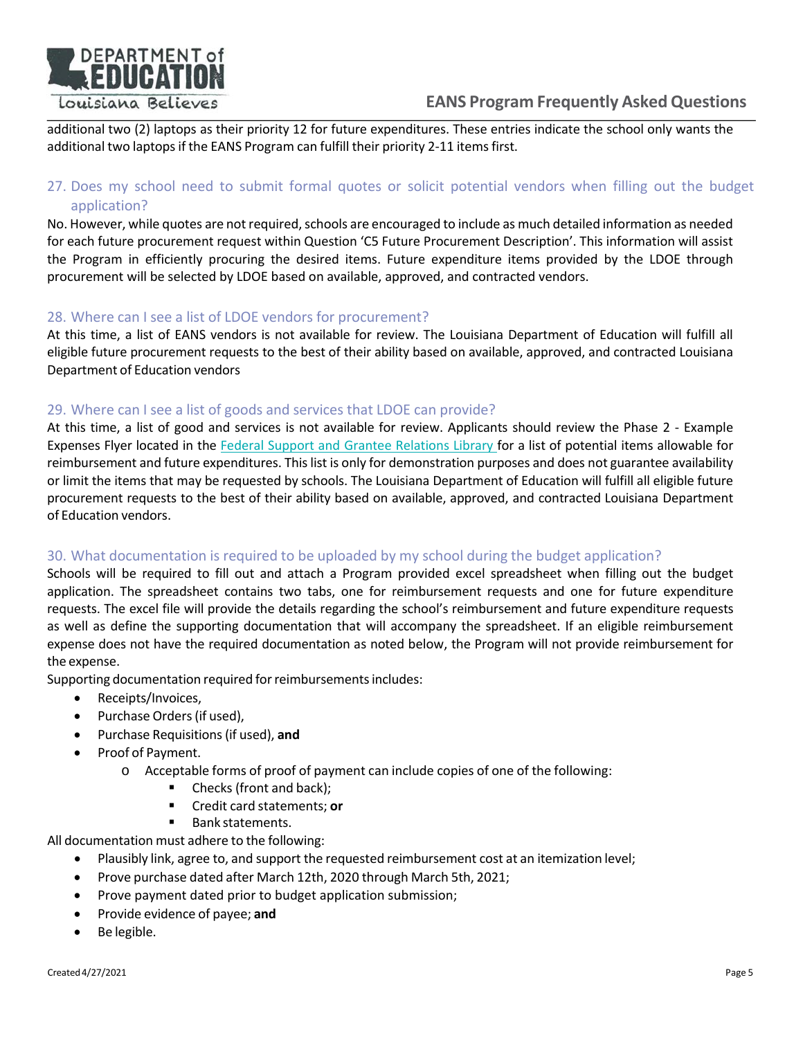additional two (2) laptops as their priority 12 for future expenditures. These entries indicate the school only wants the additional two laptops if the EANS Program can fulfill their priority 2-11 items first.

### 27. Does my school need to submit formal quotes or solicit potential vendors when filling out the budget application?

No. However, while quotes are not required, schools are encouraged to include as much detailed information as needed for each future procurement request within Question 'C5 Future Procurement Description'. This information will assist the Program in efficiently procuring the desired items. Future expenditure items provided by the LDOE through procurement will be selected by LDOE based on available, approved, and contracted vendors.

### 28. Where can I see a list of LDOE vendors for procurement?

At this time, a list of EANS vendors is not available for review. The Louisiana Department of Education will fulfill all eligible future procurement requests to the best of their ability based on available, approved, and contracted Louisiana Department of Education vendors

### 29. Where can I see a list of goods and services that LDOE can provide?

At this time, a list of good and services is not available for review. Applicants should review the Phase 2 - Example Expenses Flyer located in the Federal Support and Grantee Relations Library for a list of potential items allowable for reimbursement and future expenditures. This list is only for demonstration purposes and does not guarantee availability or limit the items that may be requested by schools. The Louisiana Department of Education will fulfill all eligible future procurement requests to the best of their ability based on available, approved, and contracted Louisiana Department of Education vendors.

### 30. What documentation is required to be uploaded by my school during the budget application?

Schools will be required to fill out and attach a Program provided excel spreadsheet when filling out the budget application. The spreadsheet contains two tabs, one for reimbursement requests and one for future expenditure requests. The excel file will provide the details regarding the school's reimbursement and future expenditure requests as well as define the supporting documentation that will accompany the spreadsheet. If an eligible reimbursement expense does not have the required documentation as noted below, the Program will not provide reimbursement for the expense.

Supporting documentation required for reimbursements includes:

- Receipts/Invoices,
- Purchase Orders (if used),
- Purchase Requisitions (if used), **and**
- Proof of Payment.
  - Acceptable forms of proof of payment can include copies of one of the following:
    - Checks (front and back);
    - Credit card statements; **or**
    - Bank statements.

All documentation must adhere to the following:

- Plausibly link, agree to, and support the requested reimbursement cost at an itemization level;
- Prove purchase dated after March 12th, 2020 through March 5th, 2021;
- Prove payment dated prior to budget application submission;
- Provide evidence of payee; **and**
- Be legible.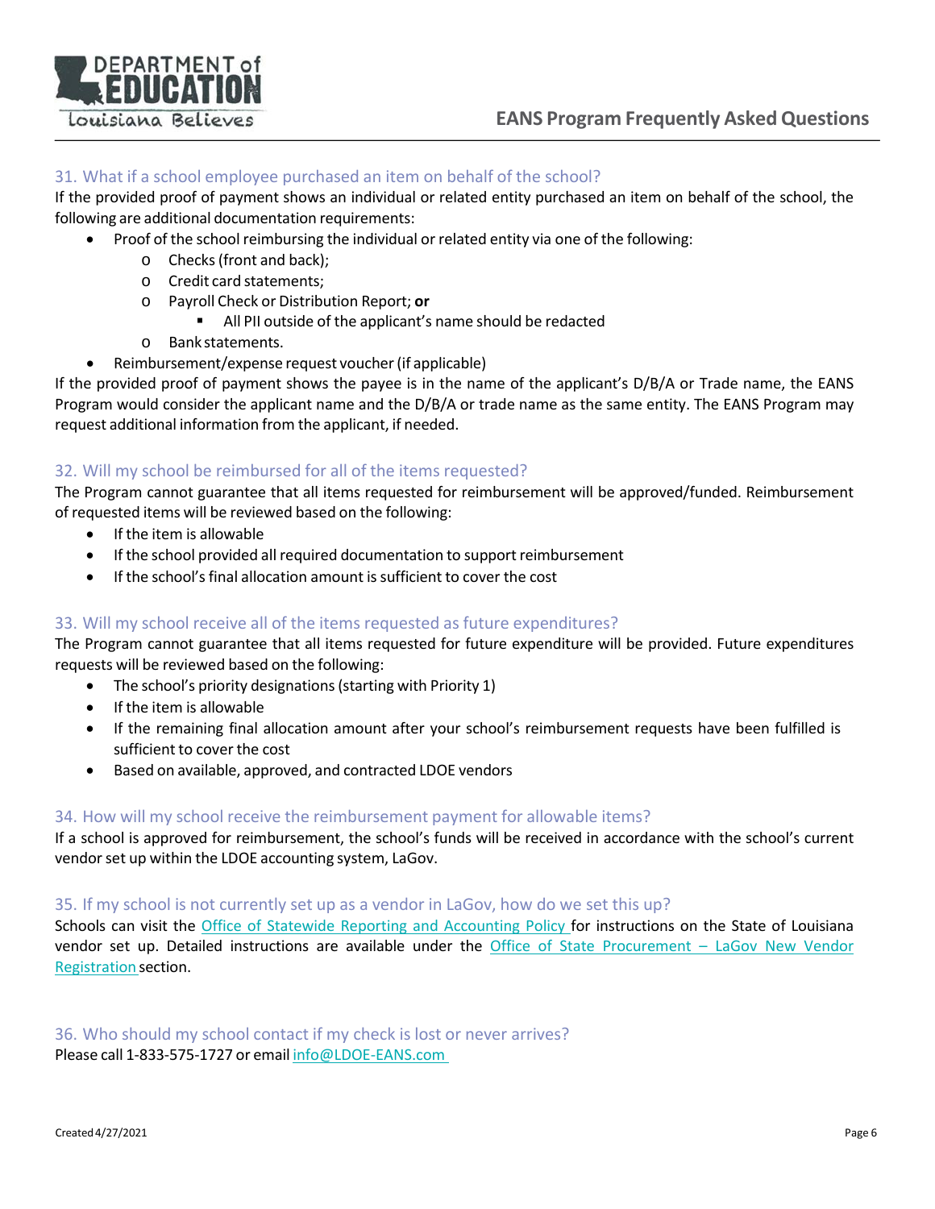### 31. What if a school employee purchased an item on behalf of the school?

If the provided proof of payment shows an individual or related entity purchased an item on behalf of the school, the following are additional documentation requirements:

- Proof of the school reimbursing the individual or related entity via one of the following:
  - Checks (front and back);
  - Credit card statements;
  - Payroll Check or Distribution Report; **or**
    - All PII outside of the applicant's name should be redacted
  - Bank statements.
- Reimbursement/expense request voucher (if applicable)

If the provided proof of payment shows the payee is in the name of the applicant's D/B/A or Trade name, the EANS Program would consider the applicant name and the D/B/A or trade name as the same entity. The EANS Program may request additional information from the applicant, if needed.

### 32. Will my school be reimbursed for all of the items requested?

The Program cannot guarantee that all items requested for reimbursement will be approved/funded. Reimbursement of requested items will be reviewed based on the following:

- If the item is allowable
- If the school provided all required documentation to support reimbursement
- If the school's final allocation amount is sufficient to cover the cost

### 33. Will my school receive all of the items requested as future expenditures?

The Program cannot guarantee that all items requested for future expenditure will be provided. Future expenditures requests will be reviewed based on the following:

- The school's priority designations (starting with Priority 1)
- If the item is allowable
- If the remaining final allocation amount after your school's reimbursement requests have been fulfilled is sufficient to cover the cost
- Based on available, approved, and contracted LDOE vendors

### 34. How will my school receive the reimbursement payment for allowable items?

If a school is approved for reimbursement, the school's funds will be received in accordance with the school's current vendor set up within the LDOE accounting system, LaGov.

### 35. If my school is not currently set up as a vendor in LaGov, how do we set this up?

Schools can visit the Office of Statewide Reporting and Accounting Policy for instructions on the State of Louisiana vendor set up. Detailed instructions are available under the Office of State Procurement – LaGov New Vendor Registration section.

### 36. Who should my school contact if my check is lost or never arrives?

Please call 1-833-575-1727 or email info@LDOE-EANS.com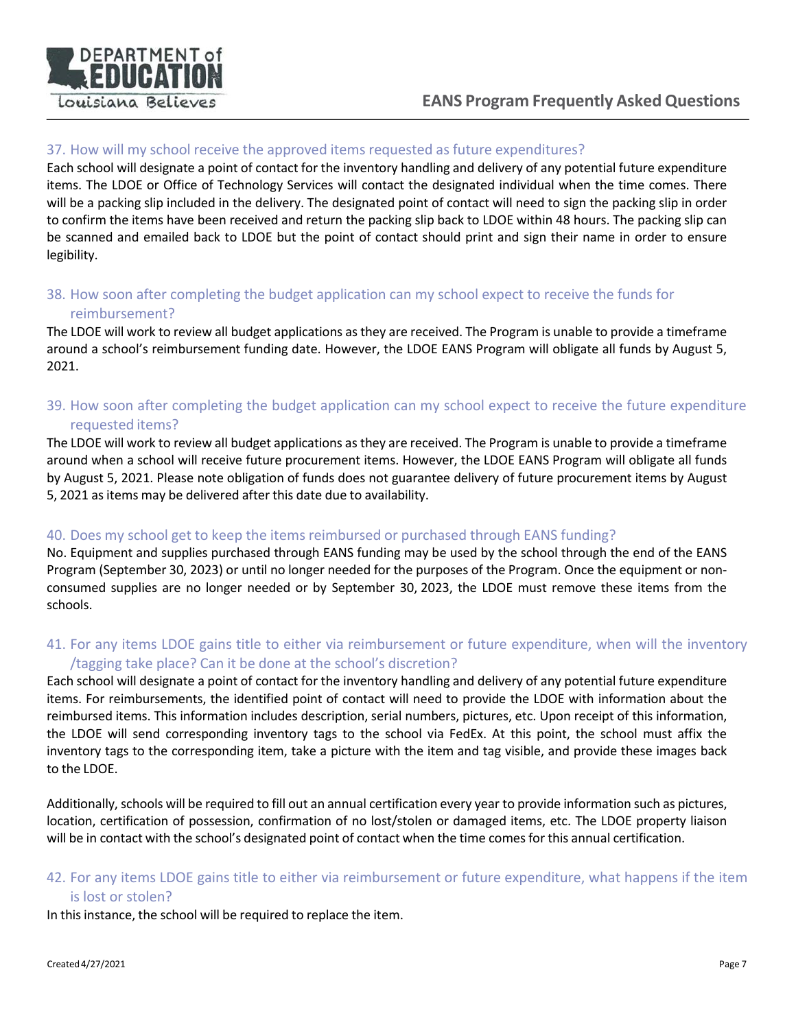### 37. How will my school receive the approved items requested as future expenditures?

Each school will designate a point of contact for the inventory handling and delivery of any potential future expenditure items. The LDOE or Office of Technology Services will contact the designated individual when the time comes. There will be a packing slip included in the delivery. The designated point of contact will need to sign the packing slip in order to confirm the items have been received and return the packing slip back to LDOE within 48 hours. The packing slip can be scanned and emailed back to LDOE but the point of contact should print and sign their name in order to ensure legibility.

### 38. How soon after completing the budget application can my school expect to receive the funds for reimbursement?

The LDOE will work to review all budget applications as they are received. The Program is unable to provide a timeframe around a school's reimbursement funding date. However, the LDOE EANS Program will obligate all funds by August 5, 2021.

### 39. How soon after completing the budget application can my school expect to receive the future expenditure requested items?

The LDOE will work to review all budget applications as they are received. The Program is unable to provide a timeframe around when a school will receive future procurement items. However, the LDOE EANS Program will obligate all funds by August 5, 2021. Please note obligation of funds does not guarantee delivery of future procurement items by August 5, 2021 as items may be delivered after this date due to availability.

### 40. Does my school get to keep the items reimbursed or purchased through EANS funding?

No. Equipment and supplies purchased through EANS funding may be used by the school through the end of the EANS Program (September 30, 2023) or until no longer needed for the purposes of the Program. Once the equipment or non-consumed supplies are no longer needed or by September 30, 2023, the LDOE must remove these items from the schools.

### 41. For any items LDOE gains title to either via reimbursement or future expenditure, when will the inventory /tagging take place? Can it be done at the school's discretion?

Each school will designate a point of contact for the inventory handling and delivery of any potential future expenditure items. For reimbursements, the identified point of contact will need to provide the LDOE with information about the reimbursed items. This information includes description, serial numbers, pictures, etc. Upon receipt of this information, the LDOE will send corresponding inventory tags to the school via FedEx. At this point, the school must affix the inventory tags to the corresponding item, take a picture with the item and tag visible, and provide these images back to the LDOE.

Additionally, schools will be required to fill out an annual certification every year to provide information such as pictures, location, certification of possession, confirmation of no lost/stolen or damaged items, etc. The LDOE property liaison will be in contact with the school's designated point of contact when the time comes for this annual certification.

### 42. For any items LDOE gains title to either via reimbursement or future expenditure, what happens if the item is lost or stolen?

In this instance, the school will be required to replace the item.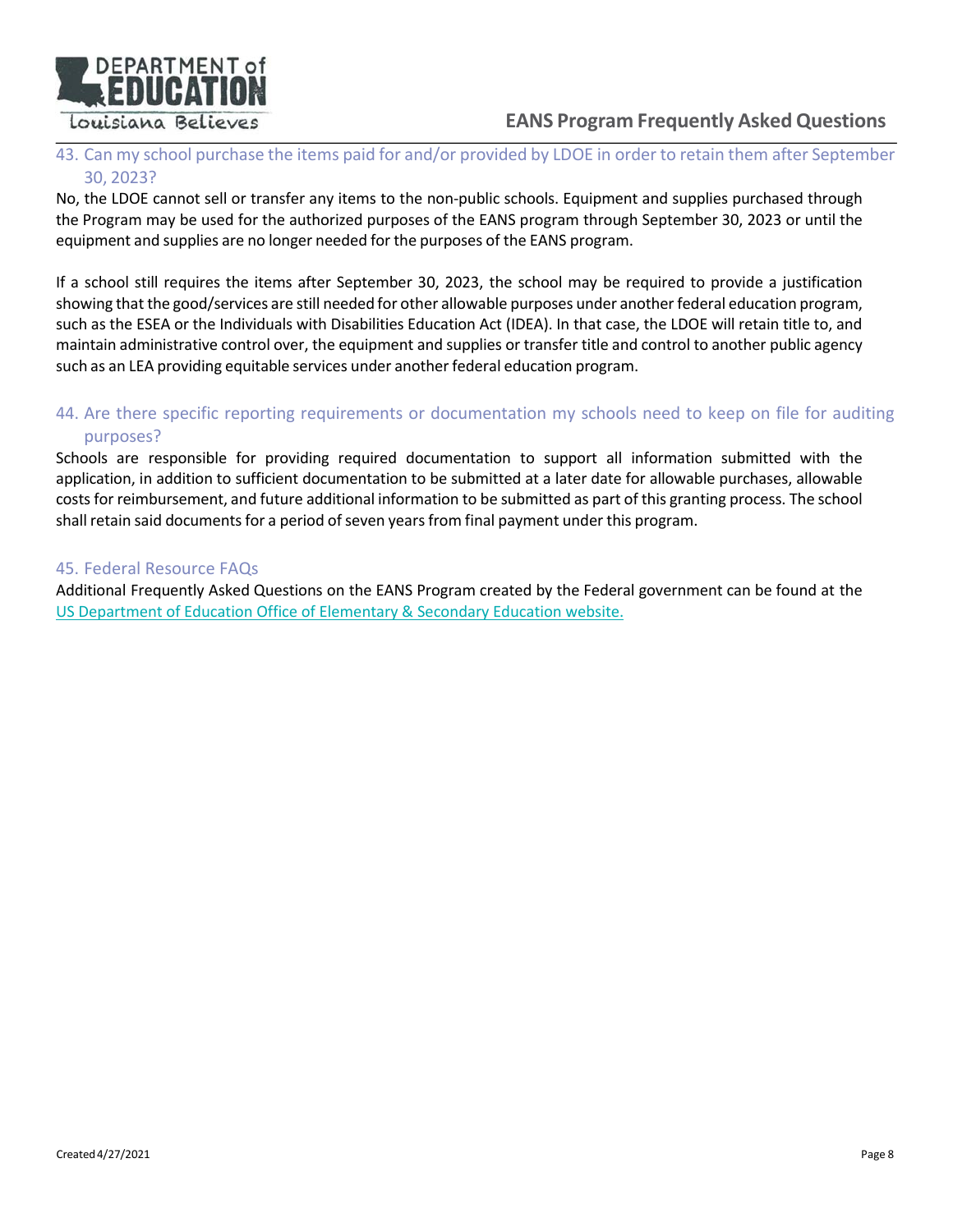### 43. Can my school purchase the items paid for and/or provided by LDOE in order to retain them after September 30, 2023?

No, the LDOE cannot sell or transfer any items to the non-public schools. Equipment and supplies purchased through the Program may be used for the authorized purposes of the EANS program through September 30, 2023 or until the equipment and supplies are no longer needed for the purposes of the EANS program.

If a school still requires the items after September 30, 2023, the school may be required to provide a justification showing that the good/services are still needed for other allowable purposes under another federal education program, such as the ESEA or the Individuals with Disabilities Education Act (IDEA). In that case, the LDOE will retain title to, and maintain administrative control over, the equipment and supplies or transfer title and control to another public agency such as an LEA providing equitable services under another federal education program.

### 44. Are there specific reporting requirements or documentation my schools need to keep on file for auditing purposes?

Schools are responsible for providing required documentation to support all information submitted with the application, in addition to sufficient documentation to be submitted at a later date for allowable purchases, allowable costs for reimbursement, and future additional information to be submitted as part of this granting process. The school shall retain said documents for a period of seven years from final payment under this program.

### 45. Federal Resource FAQs

Additional Frequently Asked Questions on the EANS Program created by the Federal government can be found at the US Department of Education Office of Elementary & Secondary Education website.